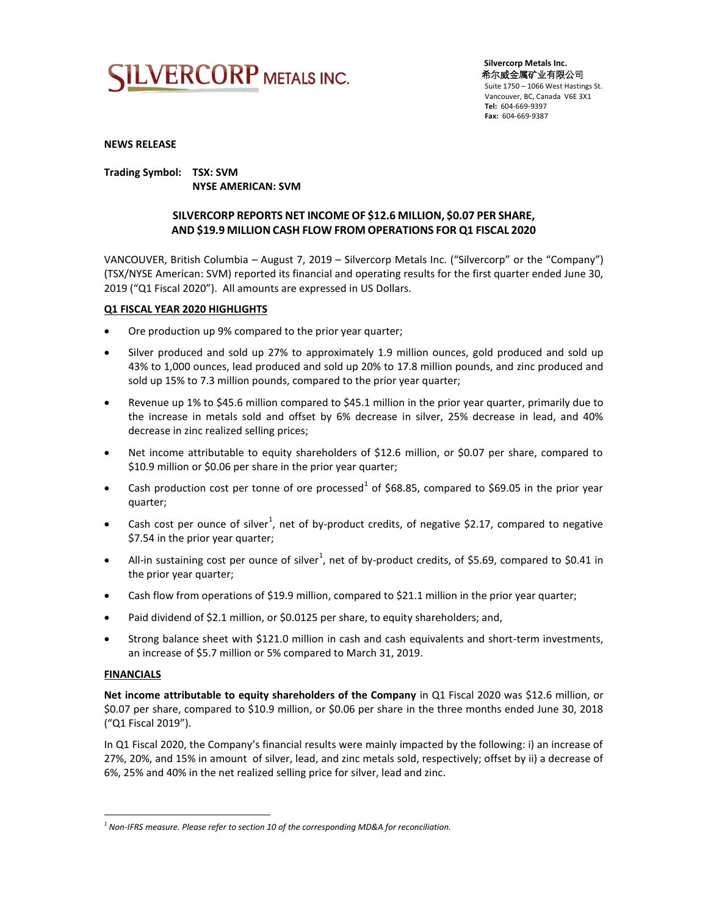**SILVERCORP METALS INC.**

**Silvercorp Metals Inc.**
**希尔威金属矿业有限公司**
Suite 1750 – 1066 West Hastings St.
Vancouver, BC, Canada V6E 3X1
**Tel:** 604-669-9397
**Fax:** 604-669-9387

**NEWS RELEASE**

**Trading Symbol: TSX: SVM**
**NYSE AMERICAN: SVM**

## SILVERCORP REPORTS NET INCOME OF $12.6 MILLION, $0.07 PER SHARE, AND $19.9 MILLION CASH FLOW FROM OPERATIONS FOR Q1 FISCAL 2020

VANCOUVER, British Columbia – August 7, 2019 – Silvercorp Metals Inc. ("Silvercorp" or the "Company") (TSX/NYSE American: SVM) reported its financial and operating results for the first quarter ended June 30, 2019 ("Q1 Fiscal 2020"). All amounts are expressed in US Dollars.

### Q1 FISCAL YEAR 2020 HIGHLIGHTS

- Ore production up 9% compared to the prior year quarter;
- Silver produced and sold up 27% to approximately 1.9 million ounces, gold produced and sold up 43% to 1,000 ounces, lead produced and sold up 20% to 17.8 million pounds, and zinc produced and sold up 15% to 7.3 million pounds, compared to the prior year quarter;
- Revenue up 1% to $45.6 million compared to $45.1 million in the prior year quarter, primarily due to the increase in metals sold and offset by 6% decrease in silver, 25% decrease in lead, and 40% decrease in zinc realized selling prices;
- Net income attributable to equity shareholders of $12.6 million, or $0.07 per share, compared to $10.9 million or $0.06 per share in the prior year quarter;
- Cash production cost per tonne of ore processed[1] of $68.85, compared to $69.05 in the prior year quarter;
- Cash cost per ounce of silver[1], net of by-product credits, of negative $2.17, compared to negative $7.54 in the prior year quarter;
- All-in sustaining cost per ounce of silver[1], net of by-product credits, of $5.69, compared to $0.41 in the prior year quarter;
- Cash flow from operations of $19.9 million, compared to $21.1 million in the prior year quarter;
- Paid dividend of $2.1 million, or $0.0125 per share, to equity shareholders; and,
- Strong balance sheet with $121.0 million in cash and cash equivalents and short-term investments, an increase of $5.7 million or 5% compared to March 31, 2019.

### FINANCIALS

**Net income attributable to equity shareholders of the Company** in Q1 Fiscal 2020 was $12.6 million, or $0.07 per share, compared to $10.9 million, or $0.06 per share in the three months ended June 30, 2018 ("Q1 Fiscal 2019").

In Q1 Fiscal 2020, the Company's financial results were mainly impacted by the following: i) an increase of 27%, 20%, and 15% in amount of silver, lead, and zinc metals sold, respectively; offset by ii) a decrease of 6%, 25% and 40% in the net realized selling price for silver, lead and zinc.

---

[1] *Non-IFRS measure. Please refer to section 10 of the corresponding MD&A for reconciliation.*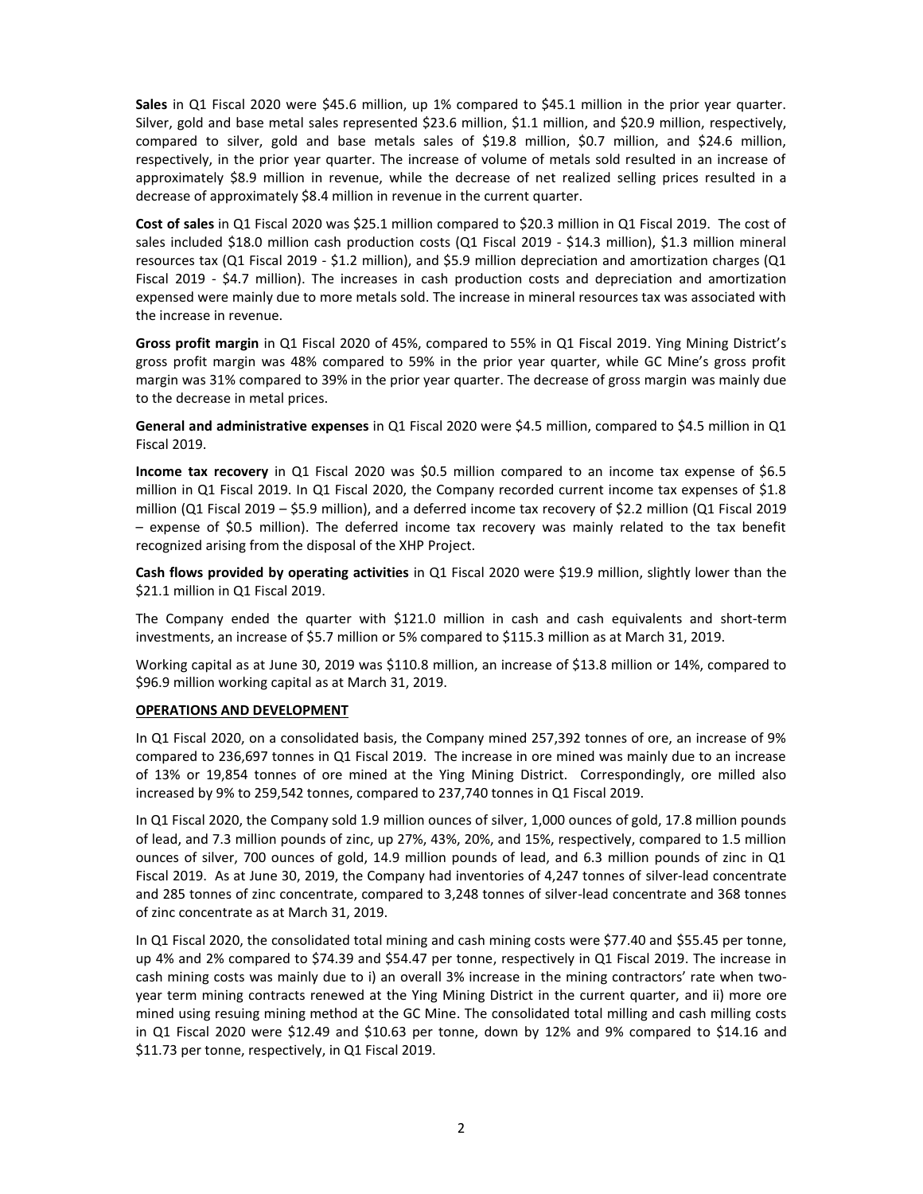**Sales** in Q1 Fiscal 2020 were $45.6 million, up 1% compared to $45.1 million in the prior year quarter. Silver, gold and base metal sales represented $23.6 million, $1.1 million, and $20.9 million, respectively, compared to silver, gold and base metals sales of $19.8 million, $0.7 million, and $24.6 million, respectively, in the prior year quarter. The increase of volume of metals sold resulted in an increase of approximately $8.9 million in revenue, while the decrease of net realized selling prices resulted in a decrease of approximately $8.4 million in revenue in the current quarter.

**Cost of sales** in Q1 Fiscal 2020 was $25.1 million compared to $20.3 million in Q1 Fiscal 2019. The cost of sales included $18.0 million cash production costs (Q1 Fiscal 2019 - $14.3 million), $1.3 million mineral resources tax (Q1 Fiscal 2019 - $1.2 million), and $5.9 million depreciation and amortization charges (Q1 Fiscal 2019 - $4.7 million). The increases in cash production costs and depreciation and amortization expensed were mainly due to more metals sold. The increase in mineral resources tax was associated with the increase in revenue.

**Gross profit margin** in Q1 Fiscal 2020 of 45%, compared to 55% in Q1 Fiscal 2019. Ying Mining District's gross profit margin was 48% compared to 59% in the prior year quarter, while GC Mine's gross profit margin was 31% compared to 39% in the prior year quarter. The decrease of gross margin was mainly due to the decrease in metal prices.

**General and administrative expenses** in Q1 Fiscal 2020 were $4.5 million, compared to $4.5 million in Q1 Fiscal 2019.

**Income tax recovery** in Q1 Fiscal 2020 was $0.5 million compared to an income tax expense of $6.5 million in Q1 Fiscal 2019. In Q1 Fiscal 2020, the Company recorded current income tax expenses of $1.8 million (Q1 Fiscal 2019 – $5.9 million), and a deferred income tax recovery of $2.2 million (Q1 Fiscal 2019 – expense of $0.5 million). The deferred income tax recovery was mainly related to the tax benefit recognized arising from the disposal of the XHP Project.

**Cash flows provided by operating activities** in Q1 Fiscal 2020 were $19.9 million, slightly lower than the $21.1 million in Q1 Fiscal 2019.

The Company ended the quarter with $121.0 million in cash and cash equivalents and short-term investments, an increase of $5.7 million or 5% compared to $115.3 million as at March 31, 2019.

Working capital as at June 30, 2019 was $110.8 million, an increase of $13.8 million or 14%, compared to $96.9 million working capital as at March 31, 2019.

**OPERATIONS AND DEVELOPMENT**

In Q1 Fiscal 2020, on a consolidated basis, the Company mined 257,392 tonnes of ore, an increase of 9% compared to 236,697 tonnes in Q1 Fiscal 2019. The increase in ore mined was mainly due to an increase of 13% or 19,854 tonnes of ore mined at the Ying Mining District. Correspondingly, ore milled also increased by 9% to 259,542 tonnes, compared to 237,740 tonnes in Q1 Fiscal 2019.

In Q1 Fiscal 2020, the Company sold 1.9 million ounces of silver, 1,000 ounces of gold, 17.8 million pounds of lead, and 7.3 million pounds of zinc, up 27%, 43%, 20%, and 15%, respectively, compared to 1.5 million ounces of silver, 700 ounces of gold, 14.9 million pounds of lead, and 6.3 million pounds of zinc in Q1 Fiscal 2019. As at June 30, 2019, the Company had inventories of 4,247 tonnes of silver-lead concentrate and 285 tonnes of zinc concentrate, compared to 3,248 tonnes of silver-lead concentrate and 368 tonnes of zinc concentrate as at March 31, 2019.

In Q1 Fiscal 2020, the consolidated total mining and cash mining costs were $77.40 and $55.45 per tonne, up 4% and 2% compared to $74.39 and $54.47 per tonne, respectively in Q1 Fiscal 2019. The increase in cash mining costs was mainly due to i) an overall 3% increase in the mining contractors' rate when two-year term mining contracts renewed at the Ying Mining District in the current quarter, and ii) more ore mined using resuing mining method at the GC Mine. The consolidated total milling and cash milling costs in Q1 Fiscal 2020 were $12.49 and $10.63 per tonne, down by 12% and 9% compared to $14.16 and $11.73 per tonne, respectively, in Q1 Fiscal 2019.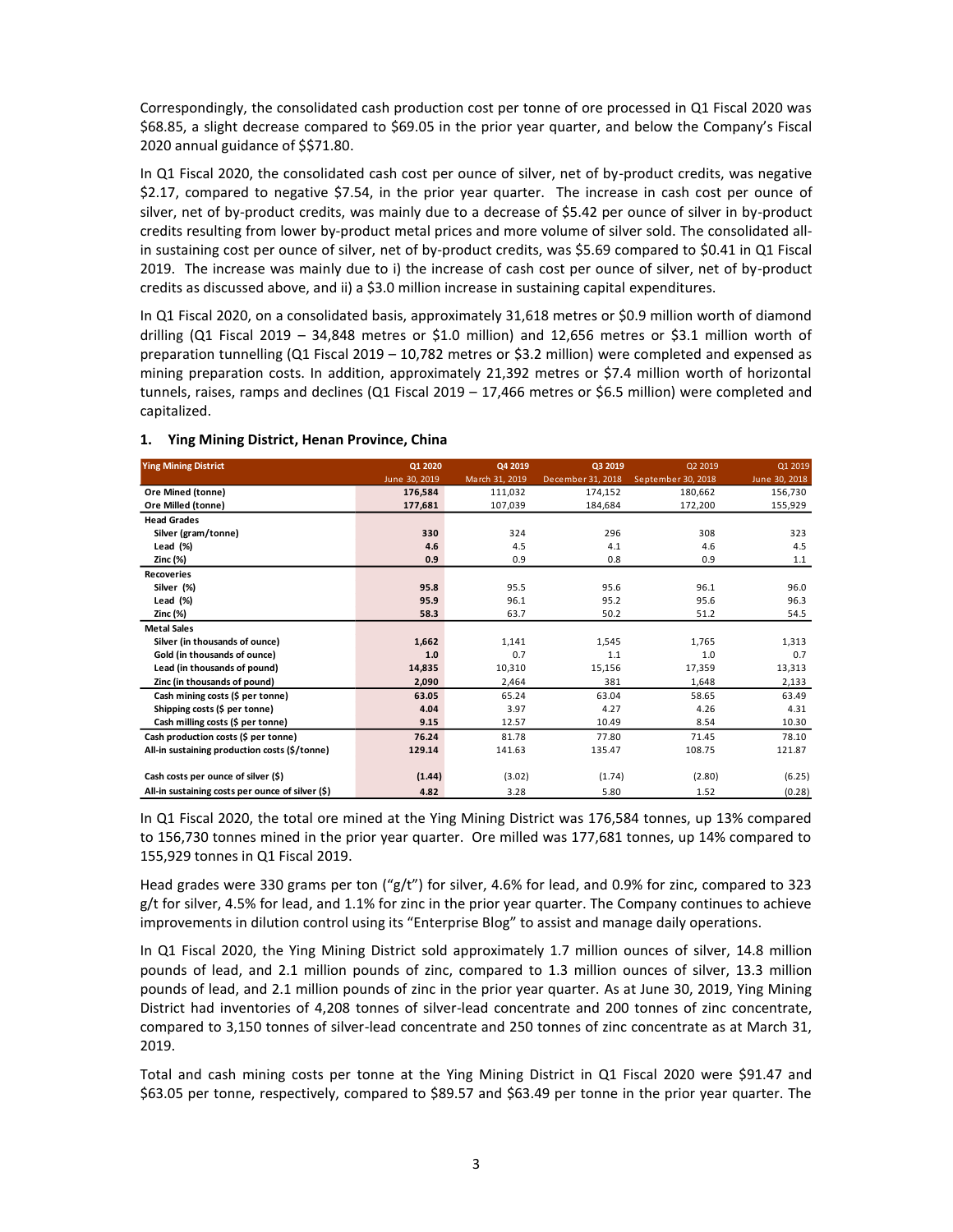Correspondingly, the consolidated cash production cost per tonne of ore processed in Q1 Fiscal 2020 was $68.85, a slight decrease compared to $69.05 in the prior year quarter, and below the Company's Fiscal 2020 annual guidance of $$71.80.

In Q1 Fiscal 2020, the consolidated cash cost per ounce of silver, net of by-product credits, was negative $2.17, compared to negative $7.54, in the prior year quarter. The increase in cash cost per ounce of silver, net of by-product credits, was mainly due to a decrease of $5.42 per ounce of silver in by-product credits resulting from lower by-product metal prices and more volume of silver sold. The consolidated all-in sustaining cost per ounce of silver, net of by-product credits, was $5.69 compared to $0.41 in Q1 Fiscal 2019. The increase was mainly due to i) the increase of cash cost per ounce of silver, net of by-product credits as discussed above, and ii) a $3.0 million increase in sustaining capital expenditures.

In Q1 Fiscal 2020, on a consolidated basis, approximately 31,618 metres or $0.9 million worth of diamond drilling (Q1 Fiscal 2019 – 34,848 metres or $1.0 million) and 12,656 metres or $3.1 million worth of preparation tunnelling (Q1 Fiscal 2019 – 10,782 metres or $3.2 million) were completed and expensed as mining preparation costs. In addition, approximately 21,392 metres or $7.4 million worth of horizontal tunnels, raises, ramps and declines (Q1 Fiscal 2019 – 17,466 metres or $6.5 million) were completed and capitalized.

## 1. Ying Mining District, Henan Province, China

| Ying Mining District | Q1 2020<br>June 30, 2019 | Q4 2019<br>March 31, 2019 | Q3 2019<br>December 31, 2018 | Q2 2019<br>September 30, 2018 | Q1 2019<br>June 30, 2018 |
|---|---|---|---|---|---|
| **Ore Mined (tonne)** | **176,584** | 111,032 | 174,152 | 180,662 | 156,730 |
| **Ore Milled (tonne)** | **177,681** | 107,039 | 184,684 | 172,200 | 155,929 |
| **Head Grades** | | | | | |
| Silver (gram/tonne) | **330** | 324 | 296 | 308 | 323 |
| Lead (%) | **4.6** | 4.5 | 4.1 | 4.6 | 4.5 |
| Zinc (%) | **0.9** | 0.9 | 0.8 | 0.9 | 1.1 |
| **Recoveries** | | | | | |
| Silver (%) | **95.8** | 95.5 | 95.6 | 96.1 | 96.0 |
| Lead (%) | **95.9** | 96.1 | 95.2 | 95.6 | 96.3 |
| Zinc (%) | **58.3** | 63.7 | 50.2 | 51.2 | 54.5 |
| **Metal Sales** | | | | | |
| Silver (in thousands of ounce) | **1,662** | 1,141 | 1,545 | 1,765 | 1,313 |
| Gold (in thousands of ounce) | **1.0** | 0.7 | 1.1 | 1.0 | 0.7 |
| Lead (in thousands of pound) | **14,835** | 10,310 | 15,156 | 17,359 | 13,313 |
| Zinc (in thousands of pound) | **2,090** | 2,464 | 381 | 1,648 | 2,133 |
| Cash mining costs ($ per tonne) | **63.05** | 65.24 | 63.04 | 58.65 | 63.49 |
| Shipping costs ($ per tonne) | **4.04** | 3.97 | 4.27 | 4.26 | 4.31 |
| Cash milling costs ($ per tonne) | **9.15** | 12.57 | 10.49 | 8.54 | 10.30 |
| **Cash production costs ($ per tonne)** | **76.24** | 81.78 | 77.80 | 71.45 | 78.10 |
| **All-in sustaining production costs ($/tonne)** | **129.14** | 141.63 | 135.47 | 108.75 | 121.87 |
| **Cash costs per ounce of silver ($)** | **(1.44)** | (3.02) | (1.74) | (2.80) | (6.25) |
| **All-in sustaining costs per ounce of silver ($)** | **4.82** | 3.28 | 5.80 | 1.52 | (0.28) |

In Q1 Fiscal 2020, the total ore mined at the Ying Mining District was 176,584 tonnes, up 13% compared to 156,730 tonnes mined in the prior year quarter. Ore milled was 177,681 tonnes, up 14% compared to 155,929 tonnes in Q1 Fiscal 2019.

Head grades were 330 grams per ton ("g/t") for silver, 4.6% for lead, and 0.9% for zinc, compared to 323 g/t for silver, 4.5% for lead, and 1.1% for zinc in the prior year quarter. The Company continues to achieve improvements in dilution control using its "Enterprise Blog" to assist and manage daily operations.

In Q1 Fiscal 2020, the Ying Mining District sold approximately 1.7 million ounces of silver, 14.8 million pounds of lead, and 2.1 million pounds of zinc, compared to 1.3 million ounces of silver, 13.3 million pounds of lead, and 2.1 million pounds of zinc in the prior year quarter. As at June 30, 2019, Ying Mining District had inventories of 4,208 tonnes of silver-lead concentrate and 200 tonnes of zinc concentrate, compared to 3,150 tonnes of silver-lead concentrate and 250 tonnes of zinc concentrate as at March 31, 2019.

Total and cash mining costs per tonne at the Ying Mining District in Q1 Fiscal 2020 were $91.47 and $63.05 per tonne, respectively, compared to $89.57 and $63.49 per tonne in the prior year quarter. The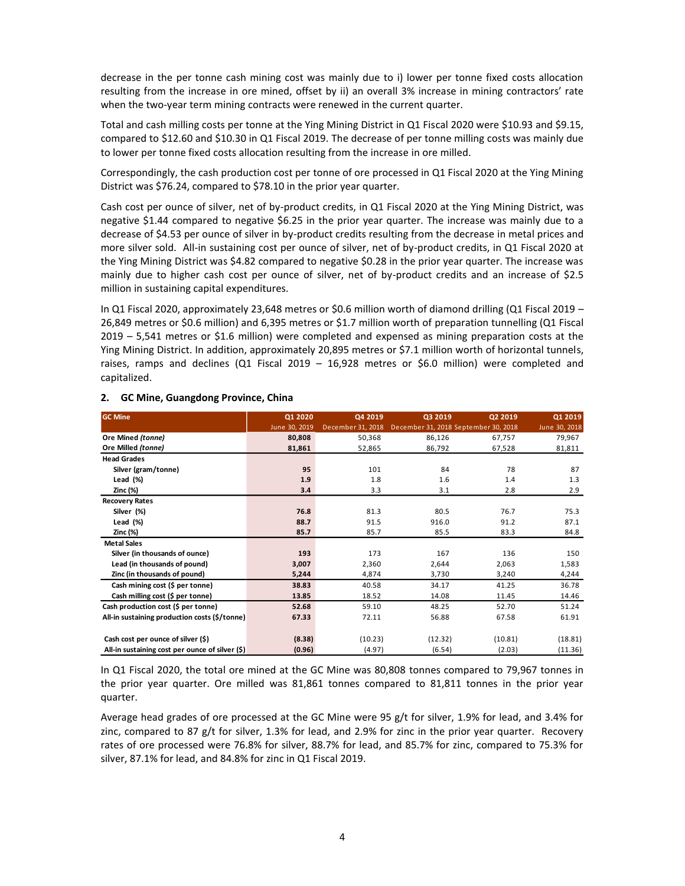decrease in the per tonne cash mining cost was mainly due to i) lower per tonne fixed costs allocation resulting from the increase in ore mined, offset by ii) an overall 3% increase in mining contractors' rate when the two-year term mining contracts were renewed in the current quarter.

Total and cash milling costs per tonne at the Ying Mining District in Q1 Fiscal 2020 were $10.93 and $9.15, compared to $12.60 and $10.30 in Q1 Fiscal 2019. The decrease of per tonne milling costs was mainly due to lower per tonne fixed costs allocation resulting from the increase in ore milled.

Correspondingly, the cash production cost per tonne of ore processed in Q1 Fiscal 2020 at the Ying Mining District was $76.24, compared to $78.10 in the prior year quarter.

Cash cost per ounce of silver, net of by-product credits, in Q1 Fiscal 2020 at the Ying Mining District, was negative $1.44 compared to negative $6.25 in the prior year quarter. The increase was mainly due to a decrease of $4.53 per ounce of silver in by-product credits resulting from the decrease in metal prices and more silver sold. All-in sustaining cost per ounce of silver, net of by-product credits, in Q1 Fiscal 2020 at the Ying Mining District was $4.82 compared to negative $0.28 in the prior year quarter. The increase was mainly due to higher cash cost per ounce of silver, net of by-product credits and an increase of $2.5 million in sustaining capital expenditures.

In Q1 Fiscal 2020, approximately 23,648 metres or $0.6 million worth of diamond drilling (Q1 Fiscal 2019 – 26,849 metres or $0.6 million) and 6,395 metres or $1.7 million worth of preparation tunnelling (Q1 Fiscal 2019 – 5,541 metres or $1.6 million) were completed and expensed as mining preparation costs at the Ying Mining District. In addition, approximately 20,895 metres or $7.1 million worth of horizontal tunnels, raises, ramps and declines (Q1 Fiscal 2019 – 16,928 metres or $6.0 million) were completed and capitalized.

## 2. GC Mine, Guangdong Province, China

| GC Mine | Q1 2020 | Q4 2019 | Q3 2019 | Q2 2019 | Q1 2019 |
|---|---|---|---|---|---|
| | June 30, 2019 | December 31, 2018 | December 31, 2018 | September 30, 2018 | June 30, 2018 |
| **Ore Mined *(tonne)*** | **80,808** | 50,368 | 86,126 | 67,757 | 79,967 |
| **Ore Milled *(tonne)*** | **81,861** | 52,865 | 86,792 | 67,528 | 81,811 |
| **Head Grades** | | | | | |
| **Silver (gram/tonne)** | **95** | 101 | 84 | 78 | 87 |
| **Lead (%)** | **1.9** | 1.8 | 1.6 | 1.4 | 1.3 |
| **Zinc (%)** | **3.4** | 3.3 | 3.1 | 2.8 | 2.9 |
| **Recovery Rates** | | | | | |
| **Silver (%)** | **76.8** | 81.3 | 80.5 | 76.7 | 75.3 |
| **Lead (%)** | **88.7** | 91.5 | 916.0 | 91.2 | 87.1 |
| **Zinc (%)** | **85.7** | 85.7 | 85.5 | 83.3 | 84.8 |
| **Metal Sales** | | | | | |
| **Silver (in thousands of ounce)** | **193** | 173 | 167 | 136 | 150 |
| **Lead (in thousands of pound)** | **3,007** | 2,360 | 2,644 | 2,063 | 1,583 |
| **Zinc (in thousands of pound)** | **5,244** | 4,874 | 3,730 | 3,240 | 4,244 |
| **Cash mining cost ($ per tonne)** | **38.83** | 40.58 | 34.17 | 41.25 | 36.78 |
| **Cash milling cost ($ per tonne)** | **13.85** | 18.52 | 14.08 | 11.45 | 14.46 |
| **Cash production cost ($ per tonne)** | **52.68** | 59.10 | 48.25 | 52.70 | 51.24 |
| **All-in sustaining production costs ($/tonne)** | **67.33** | 72.11 | 56.88 | 67.58 | 61.91 |
| **Cash cost per ounce of silver ($)** | **(8.38)** | (10.23) | (12.32) | (10.81) | (18.81) |
| **All-in sustaining cost per ounce of silver ($)** | **(0.96)** | (4.97) | (6.54) | (2.03) | (11.36) |

In Q1 Fiscal 2020, the total ore mined at the GC Mine was 80,808 tonnes compared to 79,967 tonnes in the prior year quarter. Ore milled was 81,861 tonnes compared to 81,811 tonnes in the prior year quarter.

Average head grades of ore processed at the GC Mine were 95 g/t for silver, 1.9% for lead, and 3.4% for zinc, compared to 87 g/t for silver, 1.3% for lead, and 2.9% for zinc in the prior year quarter. Recovery rates of ore processed were 76.8% for silver, 88.7% for lead, and 85.7% for zinc, compared to 75.3% for silver, 87.1% for lead, and 84.8% for zinc in Q1 Fiscal 2019.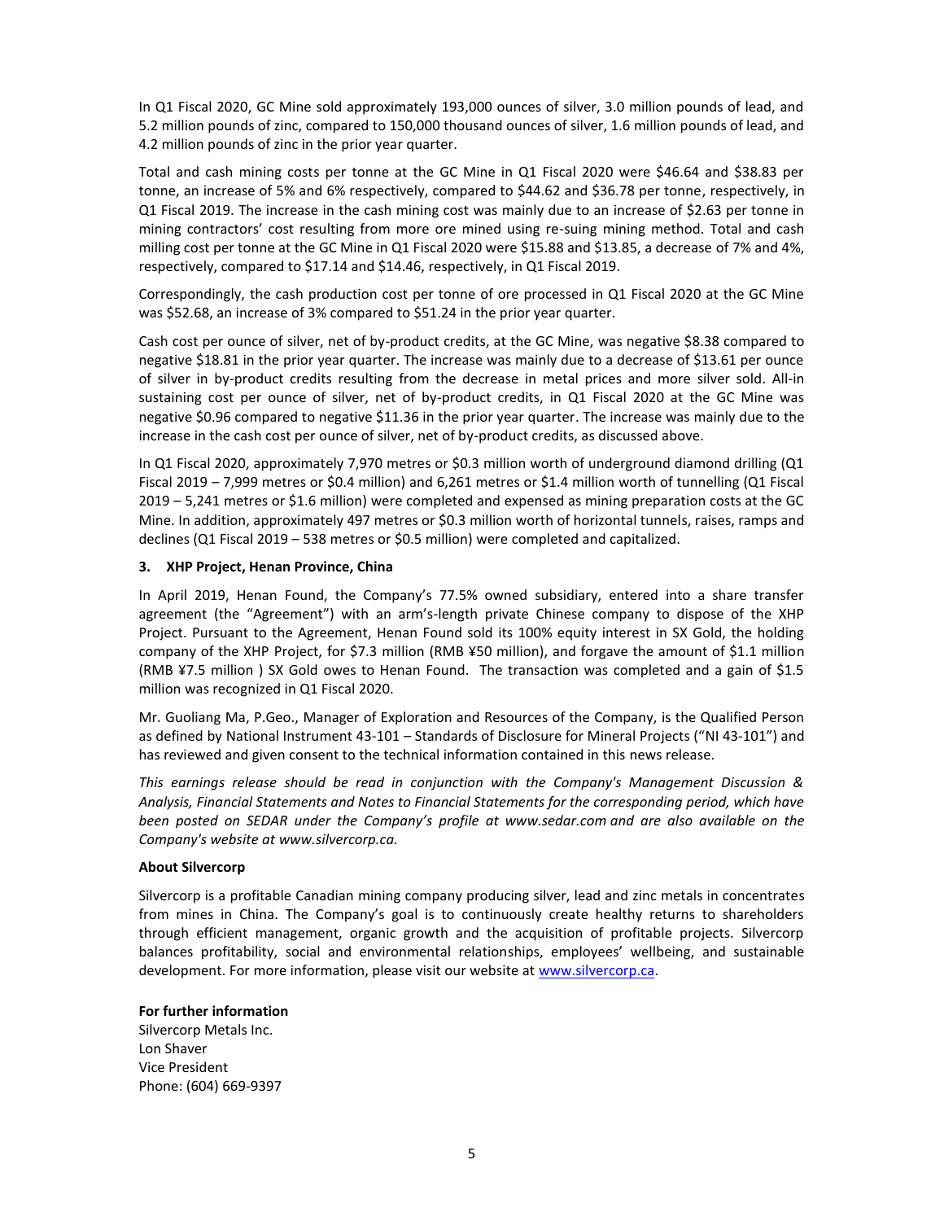In Q1 Fiscal 2020, GC Mine sold approximately 193,000 ounces of silver, 3.0 million pounds of lead, and 5.2 million pounds of zinc, compared to 150,000 thousand ounces of silver, 1.6 million pounds of lead, and 4.2 million pounds of zinc in the prior year quarter.

Total and cash mining costs per tonne at the GC Mine in Q1 Fiscal 2020 were $46.64 and $38.83 per tonne, an increase of 5% and 6% respectively, compared to $44.62 and $36.78 per tonne, respectively, in Q1 Fiscal 2019. The increase in the cash mining cost was mainly due to an increase of $2.63 per tonne in mining contractors' cost resulting from more ore mined using re-suing mining method. Total and cash milling cost per tonne at the GC Mine in Q1 Fiscal 2020 were $15.88 and $13.85, a decrease of 7% and 4%, respectively, compared to $17.14 and $14.46, respectively, in Q1 Fiscal 2019.

Correspondingly, the cash production cost per tonne of ore processed in Q1 Fiscal 2020 at the GC Mine was $52.68, an increase of 3% compared to $51.24 in the prior year quarter.

Cash cost per ounce of silver, net of by-product credits, at the GC Mine, was negative $8.38 compared to negative $18.81 in the prior year quarter. The increase was mainly due to a decrease of $13.61 per ounce of silver in by-product credits resulting from the decrease in metal prices and more silver sold. All-in sustaining cost per ounce of silver, net of by-product credits, in Q1 Fiscal 2020 at the GC Mine was negative $0.96 compared to negative $11.36 in the prior year quarter. The increase was mainly due to the increase in the cash cost per ounce of silver, net of by-product credits, as discussed above.

In Q1 Fiscal 2020, approximately 7,970 metres or $0.3 million worth of underground diamond drilling (Q1 Fiscal 2019 – 7,999 metres or $0.4 million) and 6,261 metres or $1.4 million worth of tunnelling (Q1 Fiscal 2019 – 5,241 metres or $1.6 million) were completed and expensed as mining preparation costs at the GC Mine. In addition, approximately 497 metres or $0.3 million worth of horizontal tunnels, raises, ramps and declines (Q1 Fiscal 2019 – 538 metres or $0.5 million) were completed and capitalized.

**3. XHP Project, Henan Province, China**

In April 2019, Henan Found, the Company's 77.5% owned subsidiary, entered into a share transfer agreement (the "Agreement") with an arm's-length private Chinese company to dispose of the XHP Project. Pursuant to the Agreement, Henan Found sold its 100% equity interest in SX Gold, the holding company of the XHP Project, for $7.3 million (RMB ¥50 million), and forgave the amount of $1.1 million (RMB ¥7.5 million ) SX Gold owes to Henan Found. The transaction was completed and a gain of $1.5 million was recognized in Q1 Fiscal 2020.

Mr. Guoliang Ma, P.Geo., Manager of Exploration and Resources of the Company, is the Qualified Person as defined by National Instrument 43-101 – Standards of Disclosure for Mineral Projects ("NI 43-101") and has reviewed and given consent to the technical information contained in this news release.

*This earnings release should be read in conjunction with the Company's Management Discussion & Analysis, Financial Statements and Notes to Financial Statements for the corresponding period, which have been posted on SEDAR under the Company's profile at www.sedar.com and are also available on the Company's website at www.silvercorp.ca.*

**About Silvercorp**

Silvercorp is a profitable Canadian mining company producing silver, lead and zinc metals in concentrates from mines in China. The Company's goal is to continuously create healthy returns to shareholders through efficient management, organic growth and the acquisition of profitable projects. Silvercorp balances profitability, social and environmental relationships, employees' wellbeing, and sustainable development. For more information, please visit our website at www.silvercorp.ca.

**For further information**

Silvercorp Metals Inc.
Lon Shaver
Vice President
Phone: (604) 669-9397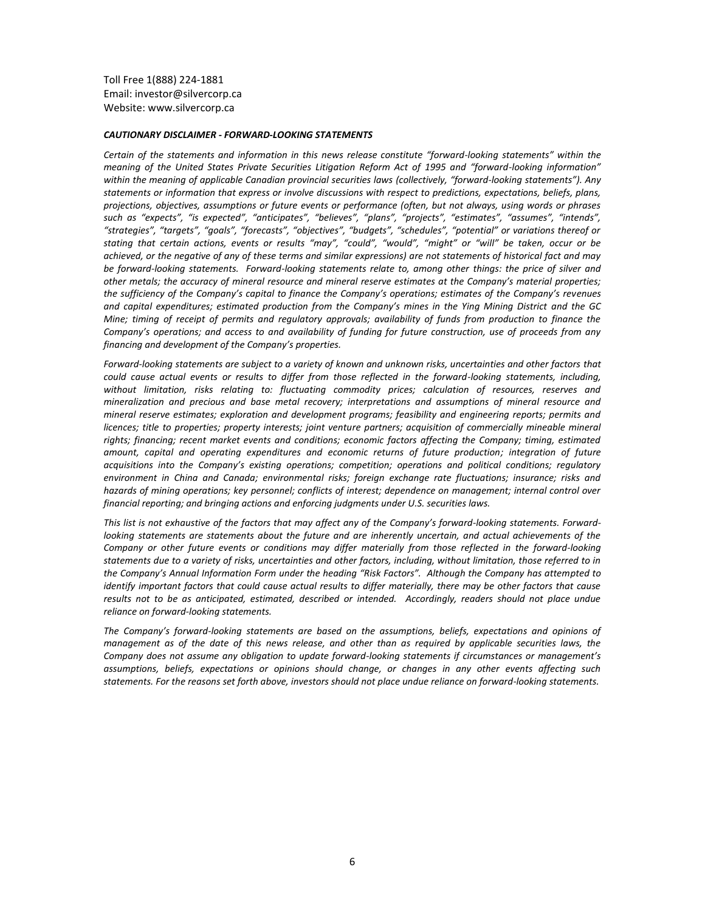Toll Free 1(888) 224-1881
Email: investor@silvercorp.ca
Website: www.silvercorp.ca

***CAUTIONARY DISCLAIMER - FORWARD-LOOKING STATEMENTS***

*Certain of the statements and information in this news release constitute "forward-looking statements" within the meaning of the United States Private Securities Litigation Reform Act of 1995 and "forward-looking information" within the meaning of applicable Canadian provincial securities laws (collectively, "forward-looking statements"). Any statements or information that express or involve discussions with respect to predictions, expectations, beliefs, plans, projections, objectives, assumptions or future events or performance (often, but not always, using words or phrases such as "expects", "is expected", "anticipates", "believes", "plans", "projects", "estimates", "assumes", "intends", "strategies", "targets", "goals", "forecasts", "objectives", "budgets", "schedules", "potential" or variations thereof or stating that certain actions, events or results "may", "could", "would", "might" or "will" be taken, occur or be achieved, or the negative of any of these terms and similar expressions) are not statements of historical fact and may be forward-looking statements. Forward-looking statements relate to, among other things: the price of silver and other metals; the accuracy of mineral resource and mineral reserve estimates at the Company's material properties; the sufficiency of the Company's capital to finance the Company's operations; estimates of the Company's revenues and capital expenditures; estimated production from the Company's mines in the Ying Mining District and the GC Mine; timing of receipt of permits and regulatory approvals; availability of funds from production to finance the Company's operations; and access to and availability of funding for future construction, use of proceeds from any financing and development of the Company's properties.*

*Forward-looking statements are subject to a variety of known and unknown risks, uncertainties and other factors that could cause actual events or results to differ from those reflected in the forward-looking statements, including, without limitation, risks relating to: fluctuating commodity prices; calculation of resources, reserves and mineralization and precious and base metal recovery; interpretations and assumptions of mineral resource and mineral reserve estimates; exploration and development programs; feasibility and engineering reports; permits and licences; title to properties; property interests; joint venture partners; acquisition of commercially mineable mineral rights; financing; recent market events and conditions; economic factors affecting the Company; timing, estimated amount, capital and operating expenditures and economic returns of future production; integration of future acquisitions into the Company's existing operations; competition; operations and political conditions; regulatory environment in China and Canada; environmental risks; foreign exchange rate fluctuations; insurance; risks and hazards of mining operations; key personnel; conflicts of interest; dependence on management; internal control over financial reporting; and bringing actions and enforcing judgments under U.S. securities laws.*

*This list is not exhaustive of the factors that may affect any of the Company's forward-looking statements. Forward-looking statements are statements about the future and are inherently uncertain, and actual achievements of the Company or other future events or conditions may differ materially from those reflected in the forward-looking statements due to a variety of risks, uncertainties and other factors, including, without limitation, those referred to in the Company's Annual Information Form under the heading "Risk Factors". Although the Company has attempted to identify important factors that could cause actual results to differ materially, there may be other factors that cause results not to be as anticipated, estimated, described or intended. Accordingly, readers should not place undue reliance on forward-looking statements.*

*The Company's forward-looking statements are based on the assumptions, beliefs, expectations and opinions of management as of the date of this news release, and other than as required by applicable securities laws, the Company does not assume any obligation to update forward-looking statements if circumstances or management's assumptions, beliefs, expectations or opinions should change, or changes in any other events affecting such statements. For the reasons set forth above, investors should not place undue reliance on forward-looking statements.*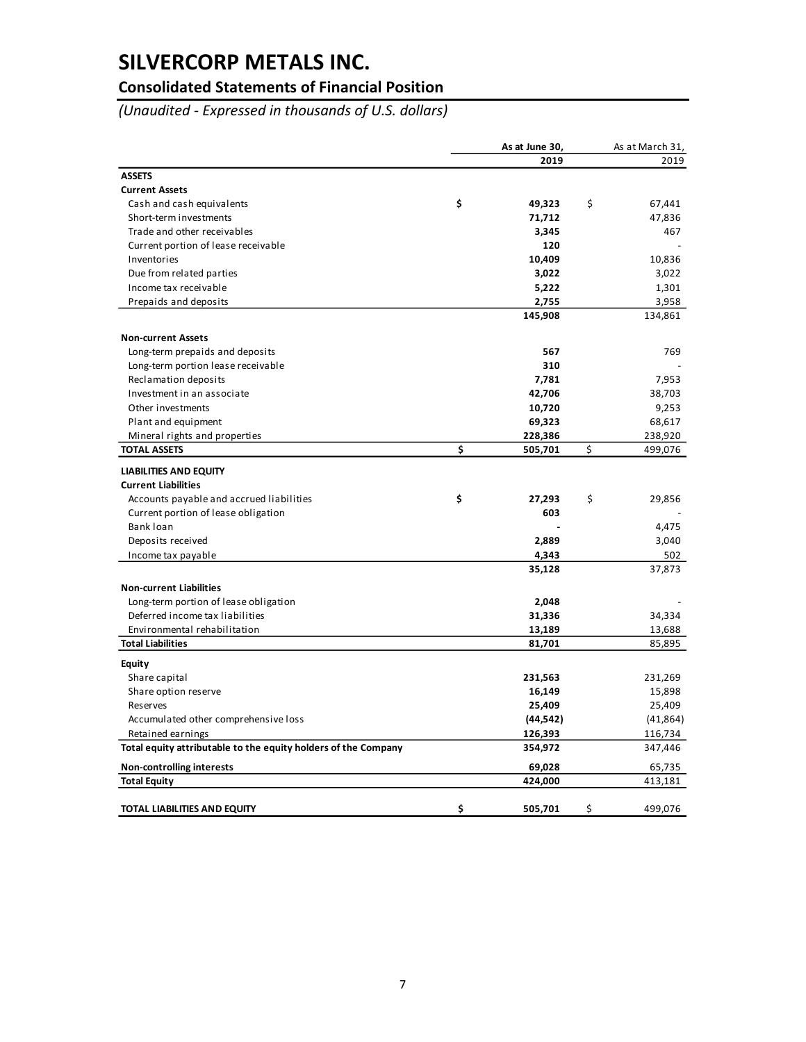# SILVERCORP METALS INC.

## Consolidated Statements of Financial Position

*(Unaudited - Expressed in thousands of U.S. dollars)*

| | As at June 30, 2019 | As at March 31, 2019 |
|---|---|---|
| **ASSETS** | | |
| **Current Assets** | | |
| Cash and cash equivalents | **$ 49,323** | $ 67,441 |
| Short-term investments | **71,712** | 47,836 |
| Trade and other receivables | **3,345** | 467 |
| Current portion of lease receivable | **120** | - |
| Inventories | **10,409** | 10,836 |
| Due from related parties | **3,022** | 3,022 |
| Income tax receivable | **5,222** | 1,301 |
| Prepaids and deposits | **2,755** | 3,958 |
| | **145,908** | 134,861 |
| **Non-current Assets** | | |
| Long-term prepaids and deposits | **567** | 769 |
| Long-term portion lease receivable | **310** | - |
| Reclamation deposits | **7,781** | 7,953 |
| Investment in an associate | **42,706** | 38,703 |
| Other investments | **10,720** | 9,253 |
| Plant and equipment | **69,323** | 68,617 |
| Mineral rights and properties | **228,386** | 238,920 |
| **TOTAL ASSETS** | **$ 505,701** | $ 499,076 |
| **LIABILITIES AND EQUITY** | | |
| **Current Liabilities** | | |
| Accounts payable and accrued liabilities | **$ 27,293** | $ 29,856 |
| Current portion of lease obligation | **603** | - |
| Bank loan | **-** | 4,475 |
| Deposits received | **2,889** | 3,040 |
| Income tax payable | **4,343** | 502 |
| | **35,128** | 37,873 |
| **Non-current Liabilities** | | |
| Long-term portion of lease obligation | **2,048** | - |
| Deferred income tax liabilities | **31,336** | 34,334 |
| Environmental rehabilitation | **13,189** | 13,688 |
| **Total Liabilities** | **81,701** | 85,895 |
| **Equity** | | |
| Share capital | **231,563** | 231,269 |
| Share option reserve | **16,149** | 15,898 |
| Reserves | **25,409** | 25,409 |
| Accumulated other comprehensive loss | **(44,542)** | (41,864) |
| Retained earnings | **126,393** | 116,734 |
| **Total equity attributable to the equity holders of the Company** | **354,972** | 347,446 |
| **Non-controlling interests** | **69,028** | 65,735 |
| **Total Equity** | **424,000** | 413,181 |
| **TOTAL LIABILITIES AND EQUITY** | **$ 505,701** | $ 499,076 |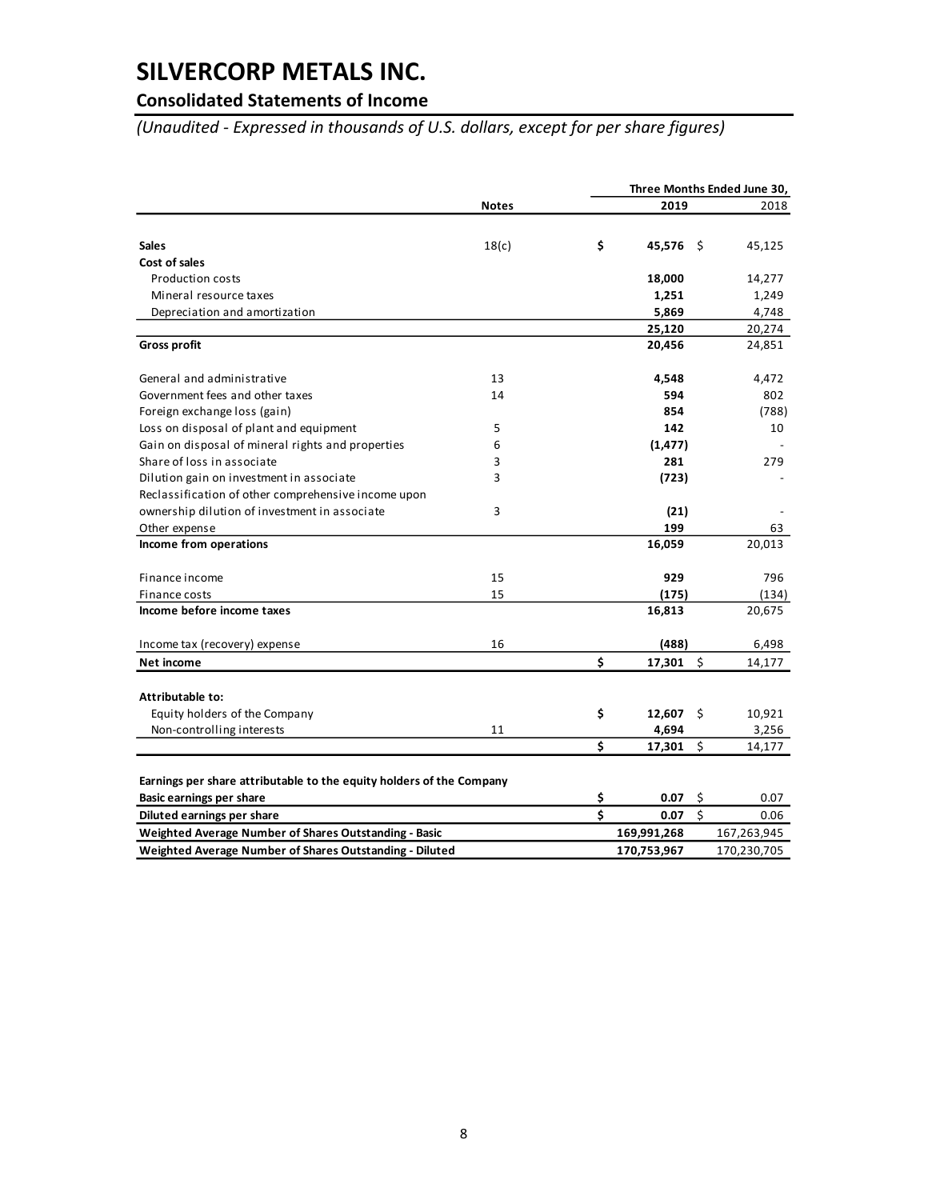# SILVERCORP METALS INC.

## Consolidated Statements of Income

*(Unaudited - Expressed in thousands of U.S. dollars, except for per share figures)*

| | Notes | Three Months Ended June 30, 2019 | 2018 |
|---|---|---|---|
| **Sales** | 18(c) | **$ 45,576** | $ 45,125 |
| **Cost of sales** | | | |
| Production costs | | **18,000** | 14,277 |
| Mineral resource taxes | | **1,251** | 1,249 |
| Depreciation and amortization | | **5,869** | 4,748 |
| | | **25,120** | 20,274 |
| **Gross profit** | | **20,456** | 24,851 |
| General and administrative | 13 | **4,548** | 4,472 |
| Government fees and other taxes | 14 | **594** | 802 |
| Foreign exchange loss (gain) | | **854** | (788) |
| Loss on disposal of plant and equipment | 5 | **142** | 10 |
| Gain on disposal of mineral rights and properties | 6 | **(1,477)** | - |
| Share of loss in associate | 3 | **281** | 279 |
| Dilution gain on investment in associate | 3 | **(723)** | - |
| Reclassification of other comprehensive income upon ownership dilution of investment in associate | 3 | **(21)** | - |
| Other expense | | **199** | 63 |
| **Income from operations** | | **16,059** | 20,013 |
| Finance income | 15 | **929** | 796 |
| Finance costs | 15 | **(175)** | (134) |
| **Income before income taxes** | | **16,813** | 20,675 |
| Income tax (recovery) expense | 16 | **(488)** | 6,498 |
| **Net income** | | **$ 17,301** | $ 14,177 |
| **Attributable to:** | | | |
| Equity holders of the Company | | **$ 12,607** | $ 10,921 |
| Non-controlling interests | 11 | **4,694** | 3,256 |
| | | **$ 17,301** | $ 14,177 |
| **Earnings per share attributable to the equity holders of the Company** | | | |
| **Basic earnings per share** | | **$ 0.07** | $ 0.07 |
| **Diluted earnings per share** | | **$ 0.07** | $ 0.06 |
| **Weighted Average Number of Shares Outstanding - Basic** | | **169,991,268** | 167,263,945 |
| **Weighted Average Number of Shares Outstanding - Diluted** | | **170,753,967** | 170,230,705 |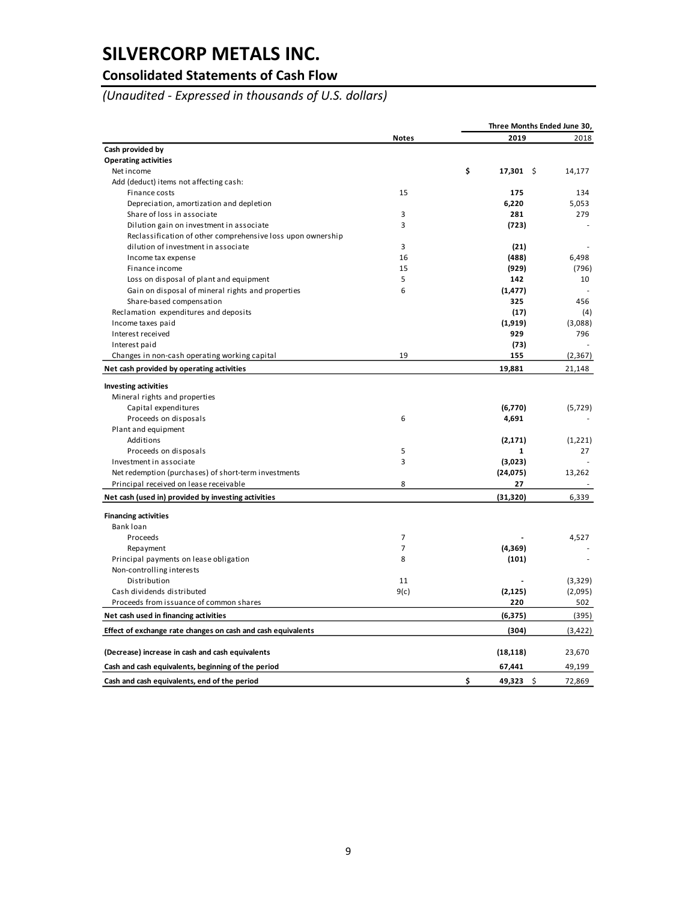# SILVERCORP METALS INC.

## Consolidated Statements of Cash Flow

*(Unaudited - Expressed in thousands of U.S. dollars)*

| | Notes | Three Months Ended June 30, 2019 | 2018 |
|---|---|---|---|
| **Cash provided by** | | | |
| **Operating activities** | | | |
| Net income | | **$ 17,301** | $ 14,177 |
| Add (deduct) items not affecting cash: | | | |
| Finance costs | 15 | **175** | 134 |
| Depreciation, amortization and depletion | | **6,220** | 5,053 |
| Share of loss in associate | 3 | **281** | 279 |
| Dilution gain on investment in associate | 3 | **(723)** | - |
| Reclassification of other comprehensive loss upon ownership dilution of investment in associate | 3 | **(21)** | - |
| Income tax expense | 16 | **(488)** | 6,498 |
| Finance income | 15 | **(929)** | (796) |
| Loss on disposal of plant and equipment | 5 | **142** | 10 |
| Gain on disposal of mineral rights and properties | 6 | **(1,477)** | - |
| Share-based compensation | | **325** | 456 |
| Reclamation expenditures and deposits | | **(17)** | (4) |
| Income taxes paid | | **(1,919)** | (3,088) |
| Interest received | | **929** | 796 |
| Interest paid | | **(73)** | - |
| Changes in non-cash operating working capital | 19 | **155** | (2,367) |
| **Net cash provided by operating activities** | | **19,881** | 21,148 |
| **Investing activities** | | | |
| Mineral rights and properties | | | |
| Capital expenditures | | **(6,770)** | (5,729) |
| Proceeds on disposals | 6 | **4,691** | - |
| Plant and equipment | | | |
| Additions | | **(2,171)** | (1,221) |
| Proceeds on disposals | 5 | **1** | 27 |
| Investment in associate | 3 | **(3,023)** | - |
| Net redemption (purchases) of short-term investments | | **(24,075)** | 13,262 |
| Principal received on lease receivable | 8 | **27** | - |
| **Net cash (used in) provided by investing activities** | | **(31,320)** | 6,339 |
| **Financing activities** | | | |
| Bank loan | | | |
| Proceeds | 7 | **-** | 4,527 |
| Repayment | 7 | **(4,369)** | - |
| Principal payments on lease obligation | 8 | **(101)** | - |
| Non-controlling interests | | | |
| Distribution | 11 | **-** | (3,329) |
| Cash dividends distributed | 9(c) | **(2,125)** | (2,095) |
| Proceeds from issuance of common shares | | **220** | 502 |
| **Net cash used in financing activities** | | **(6,375)** | (395) |
| **Effect of exchange rate changes on cash and cash equivalents** | | **(304)** | (3,422) |
| **(Decrease) increase in cash and cash equivalents** | | **(18,118)** | 23,670 |
| **Cash and cash equivalents, beginning of the period** | | **67,441** | 49,199 |
| **Cash and cash equivalents, end of the period** | | **$ 49,323** | $ 72,869 |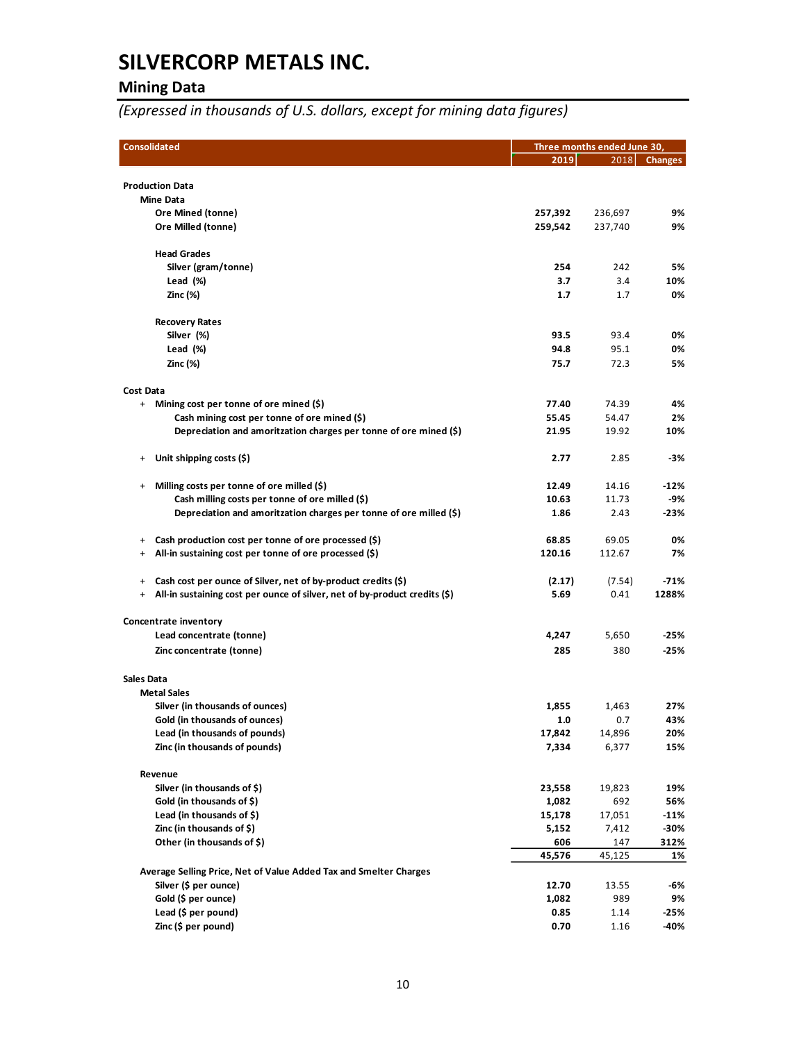# SILVERCORP METALS INC.

## Mining Data

*(Expressed in thousands of U.S. dollars, except for mining data figures)*

| Consolidated | Three months ended June 30, | | |
|---|---|---|---|
| | **2019** | 2018 | **Changes** |
| **Production Data** | | | |
| **Mine Data** | | | |
| **Ore Mined (tonne)** | **257,392** | 236,697 | **9%** |
| **Ore Milled (tonne)** | **259,542** | 237,740 | **9%** |
| **Head Grades** | | | |
| **Silver (gram/tonne)** | **254** | 242 | **5%** |
| **Lead (%)** | **3.7** | 3.4 | **10%** |
| **Zinc (%)** | **1.7** | 1.7 | **0%** |
| **Recovery Rates** | | | |
| **Silver (%)** | **93.5** | 93.4 | **0%** |
| **Lead (%)** | **94.8** | 95.1 | **0%** |
| **Zinc (%)** | **75.7** | 72.3 | **5%** |
| **Cost Data** | | | |
| + **Mining cost per tonne of ore mined ($)** | **77.40** | 74.39 | **4%** |
| **Cash mining cost per tonne of ore mined ($)** | **55.45** | 54.47 | **2%** |
| **Depreciation and amortization charges per tonne of ore mined ($)** | **21.95** | 19.92 | **10%** |
| + **Unit shipping costs ($)** | **2.77** | 2.85 | **-3%** |
| + **Milling costs per tonne of ore milled ($)** | **12.49** | 14.16 | **-12%** |
| **Cash milling costs per tonne of ore milled ($)** | **10.63** | 11.73 | **-9%** |
| **Depreciation and amortization charges per tonne of ore milled ($)** | **1.86** | 2.43 | **-23%** |
| + **Cash production cost per tonne of ore processed ($)** | **68.85** | 69.05 | **0%** |
| + **All-in sustaining cost per tonne of ore processed ($)** | **120.16** | 112.67 | **7%** |
| + **Cash cost per ounce of Silver, net of by-product credits ($)** | **(2.17)** | (7.54) | **-71%** |
| + **All-in sustaining cost per ounce of silver, net of by-product credits ($)** | **5.69** | 0.41 | **1288%** |
| **Concentrate inventory** | | | |
| **Lead concentrate (tonne)** | **4,247** | 5,650 | **-25%** |
| **Zinc concentrate (tonne)** | **285** | 380 | **-25%** |
| **Sales Data** | | | |
| **Metal Sales** | | | |
| **Silver (in thousands of ounces)** | **1,855** | 1,463 | **27%** |
| **Gold (in thousands of ounces)** | **1.0** | 0.7 | **43%** |
| **Lead (in thousands of pounds)** | **17,842** | 14,896 | **20%** |
| **Zinc (in thousands of pounds)** | **7,334** | 6,377 | **15%** |
| **Revenue** | | | |
| **Silver (in thousands of $)** | **23,558** | 19,823 | **19%** |
| **Gold (in thousands of $)** | **1,082** | 692 | **56%** |
| **Lead (in thousands of $)** | **15,178** | 17,051 | **-11%** |
| **Zinc (in thousands of $)** | **5,152** | 7,412 | **-30%** |
| **Other (in thousands of $)** | **606** | 147 | **312%** |
| | **45,576** | 45,125 | **1%** |
| **Average Selling Price, Net of Value Added Tax and Smelter Charges** | | | |
| **Silver ($ per ounce)** | **12.70** | 13.55 | **-6%** |
| **Gold ($ per ounce)** | **1,082** | 989 | **9%** |
| **Lead ($ per pound)** | **0.85** | 1.14 | **-25%** |
| **Zinc ($ per pound)** | **0.70** | 1.16 | **-40%** |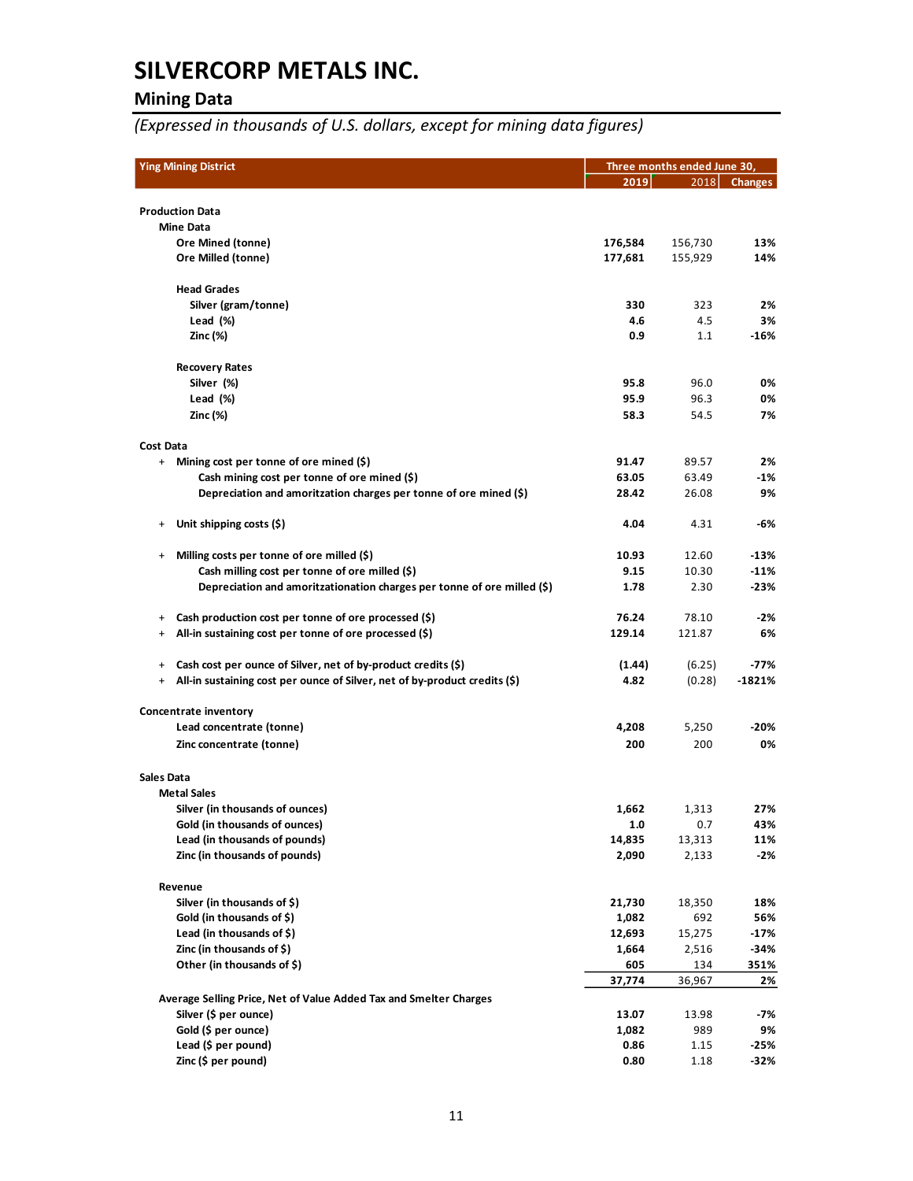# SILVERCORP METALS INC.

## Mining Data

*(Expressed in thousands of U.S. dollars, except for mining data figures)*

| Ying Mining District | Three months ended June 30, | | |
|---|---|---|---|
| | 2019 | 2018 | Changes |
| **Production Data** | | | |
| **Mine Data** | | | |
| Ore Mined (tonne) | 176,584 | 156,730 | 13% |
| Ore Milled (tonne) | 177,681 | 155,929 | 14% |
| **Head Grades** | | | |
| Silver (gram/tonne) | 330 | 323 | 2% |
| Lead (%) | 4.6 | 4.5 | 3% |
| Zinc (%) | 0.9 | 1.1 | -16% |
| **Recovery Rates** | | | |
| Silver (%) | 95.8 | 96.0 | 0% |
| Lead (%) | 95.9 | 96.3 | 0% |
| Zinc (%) | 58.3 | 54.5 | 7% |
| **Cost Data** | | | |
| + Mining cost per tonne of ore mined ($) | 91.47 | 89.57 | 2% |
| Cash mining cost per tonne of ore mined ($) | 63.05 | 63.49 | -1% |
| Depreciation and amortization charges per tonne of ore mined ($) | 28.42 | 26.08 | 9% |
| + Unit shipping costs ($) | 4.04 | 4.31 | -6% |
| + Milling costs per tonne of ore milled ($) | 10.93 | 12.60 | -13% |
| Cash milling cost per tonne of ore milled ($) | 9.15 | 10.30 | -11% |
| Depreciation and amortizationation charges per tonne of ore milled ($) | 1.78 | 2.30 | -23% |
| + Cash production cost per tonne of ore processed ($) | 76.24 | 78.10 | -2% |
| + All-in sustaining cost per tonne of ore processed ($) | 129.14 | 121.87 | 6% |
| + Cash cost per ounce of Silver, net of by-product credits ($) | (1.44) | (6.25) | -77% |
| + All-in sustaining cost per ounce of Silver, net of by-product credits ($) | 4.82 | (0.28) | -1821% |
| **Concentrate inventory** | | | |
| Lead concentrate (tonne) | 4,208 | 5,250 | -20% |
| Zinc concentrate (tonne) | 200 | 200 | 0% |
| **Sales Data** | | | |
| **Metal Sales** | | | |
| Silver (in thousands of ounces) | 1,662 | 1,313 | 27% |
| Gold (in thousands of ounces) | 1.0 | 0.7 | 43% |
| Lead (in thousands of pounds) | 14,835 | 13,313 | 11% |
| Zinc (in thousands of pounds) | 2,090 | 2,133 | -2% |
| **Revenue** | | | |
| Silver (in thousands of $) | 21,730 | 18,350 | 18% |
| Gold (in thousands of $) | 1,082 | 692 | 56% |
| Lead (in thousands of $) | 12,693 | 15,275 | -17% |
| Zinc (in thousands of $) | 1,664 | 2,516 | -34% |
| Other (in thousands of $) | 605 | 134 | 351% |
| | 37,774 | 36,967 | 2% |
| **Average Selling Price, Net of Value Added Tax and Smelter Charges** | | | |
| Silver ($ per ounce) | 13.07 | 13.98 | -7% |
| Gold ($ per ounce) | 1,082 | 989 | 9% |
| Lead ($ per pound) | 0.86 | 1.15 | -25% |
| Zinc ($ per pound) | 0.80 | 1.18 | -32% |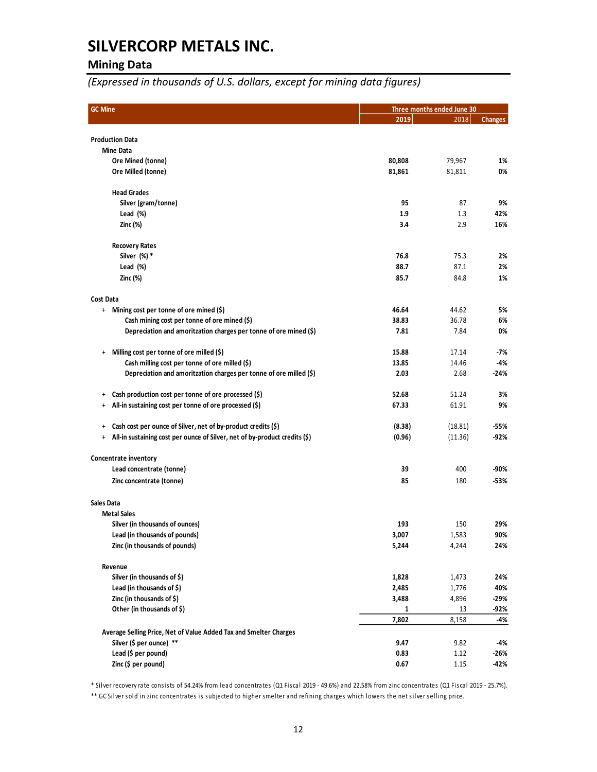# SILVERCORP METALS INC.

## Mining Data

*(Expressed in thousands of U.S. dollars, except for mining data figures)*

| GC Mine | Three months ended June 30 | | |
|---|---|---|---|
| | **2019** | 2018 | **Changes** |
| **Production Data** | | | |
| **Mine Data** | | | |
| Ore Mined (tonne) | **80,808** | 79,967 | **1%** |
| Ore Milled (tonne) | **81,861** | 81,811 | **0%** |
| **Head Grades** | | | |
| Silver (gram/tonne) | **95** | 87 | **9%** |
| Lead (%) | **1.9** | 1.3 | **42%** |
| Zinc (%) | **3.4** | 2.9 | **16%** |
| **Recovery Rates** | | | |
| Silver (%) * | **76.8** | 75.3 | **2%** |
| Lead (%) | **88.7** | 87.1 | **2%** |
| Zinc (%) | **85.7** | 84.8 | **1%** |
| **Cost Data** | | | |
| + Mining cost per tonne of ore mined ($) | **46.64** | 44.62 | **5%** |
| Cash mining cost per tonne of ore mined ($) | **38.83** | 36.78 | **6%** |
| Depreciation and amortization charges per tonne of ore mined ($) | **7.81** | 7.84 | **0%** |
| + Milling cost per tonne of ore milled ($) | **15.88** | 17.14 | **-7%** |
| Cash milling cost per tonne of ore milled ($) | **13.85** | 14.46 | **-4%** |
| Depreciation and amortization charges per tonne of ore milled ($) | **2.03** | 2.68 | **-24%** |
| + Cash production cost per tonne of ore processed ($) | **52.68** | 51.24 | **3%** |
| + All-in sustaining cost per tonne of ore processed ($) | **67.33** | 61.91 | **9%** |
| + Cash cost per ounce of Silver, net of by-product credits ($) | **(8.38)** | (18.81) | **-55%** |
| + All-in sustaining cost per ounce of Silver, net of by-product credits ($) | **(0.96)** | (11.36) | **-92%** |
| **Concentrate inventory** | | | |
| Lead concentrate (tonne) | **39** | 400 | **-90%** |
| Zinc concentrate (tonne) | **85** | 180 | **-53%** |
| **Sales Data** | | | |
| **Metal Sales** | | | |
| Silver (in thousands of ounces) | **193** | 150 | **29%** |
| Lead (in thousands of pounds) | **3,007** | 1,583 | **90%** |
| Zinc (in thousands of pounds) | **5,244** | 4,244 | **24%** |
| **Revenue** | | | |
| Silver (in thousands of $) | **1,828** | 1,473 | **24%** |
| Lead (in thousands of $) | **2,485** | 1,776 | **40%** |
| Zinc (in thousands of $) | **3,488** | 4,896 | **-29%** |
| Other (in thousands of $) | **1** | 13 | **-92%** |
| | **7,802** | 8,158 | **-4%** |
| **Average Selling Price, Net of Value Added Tax and Smelter Charges** | | | |
| Silver ($ per ounce) ** | **9.47** | 9.82 | **-4%** |
| Lead ($ per pound) | **0.83** | 1.12 | **-26%** |
| Zinc ($ per pound) | **0.67** | 1.15 | **-42%** |

* Silver recovery rate consists of 54.24% from lead concentrates (Q1 Fiscal 2019 - 49.6%) and 22.58% from zinc concentrates (Q1 Fiscal 2019 - 25.7%).

** GC Silver sold in zinc concentrates is subjected to higher smelter and refining charges which lowers the net silver selling price.